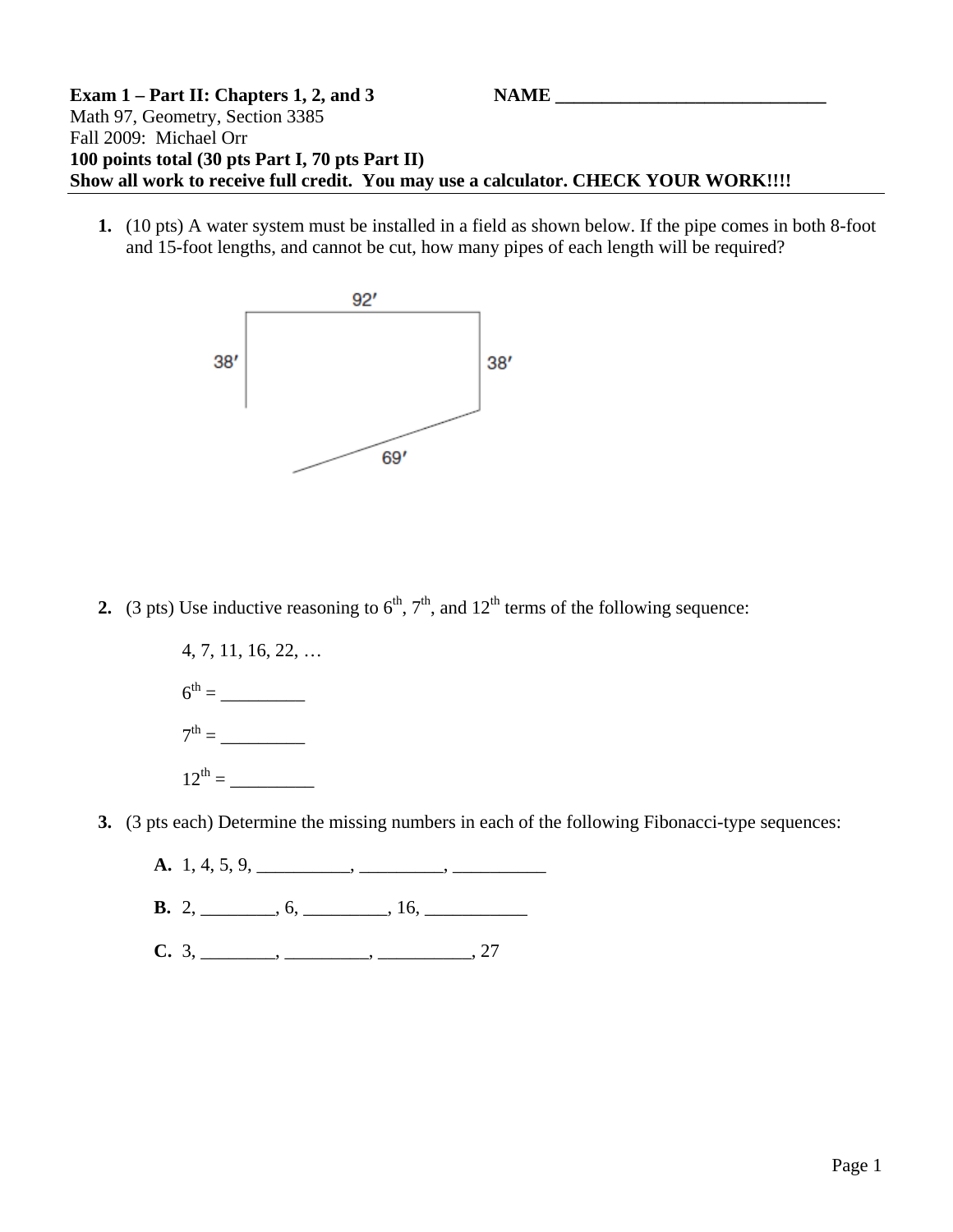**Exam 1 – Part II: Chapters 1, 2, and 3** **NAME ______________________________**
Math 97, Geometry, Section 3385
Fall 2009: Michael Orr
**100 points total (30 pts Part I, 70 pts Part II)**
**Show all work to receive full credit. You may use a calculator. CHECK YOUR WORK!!!!**

---

1. (10 pts) A water system must be installed in a field as shown below. If the pipe comes in both 8-foot and 15-foot lengths, and cannot be cut, how many pipes of each length will be required?

   92′

   38′ 38′

   69′

2. (3 pts) Use inductive reasoning to $6^{th}$, $7^{th}$, and $12^{th}$ terms of the following sequence:

   4, 7, 11, 16, 22, …

   $6^{th}$ = _________

   $7^{th}$ = _________

   $12^{th}$ = _________

3. (3 pts each) Determine the missing numbers in each of the following Fibonacci-type sequences:

   **A.** 1, 4, 5, 9, __________, _________, __________

   **B.** 2, ________, 6, _________, 16, ___________

   **C.** 3, ________, _________, __________, 27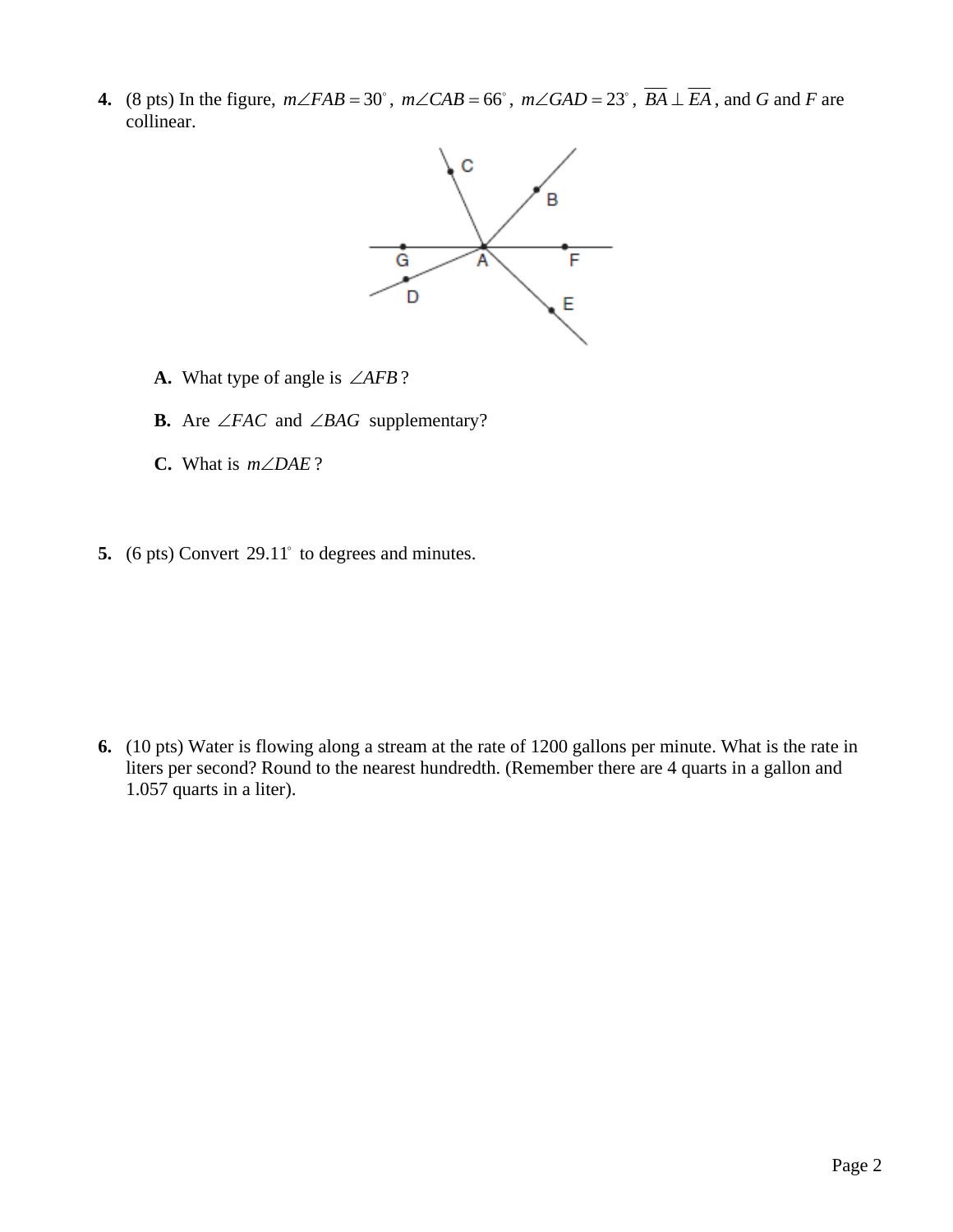**4.** (8 pts) In the figure, $m\angle FAB = 30^\circ$, $m\angle CAB = 66^\circ$, $m\angle GAD = 23^\circ$, $\overline{BA} \perp \overline{EA}$, and $G$ and $F$ are collinear.

**A.** What type of angle is $\angle AFB$?

**B.** Are $\angle FAC$ and $\angle BAG$ supplementary?

**C.** What is $m\angle DAE$?

**5.** (6 pts) Convert $29.11^\circ$ to degrees and minutes.

**6.** (10 pts) Water is flowing along a stream at the rate of 1200 gallons per minute. What is the rate in liters per second? Round to the nearest hundredth. (Remember there are 4 quarts in a gallon and 1.057 quarts in a liter).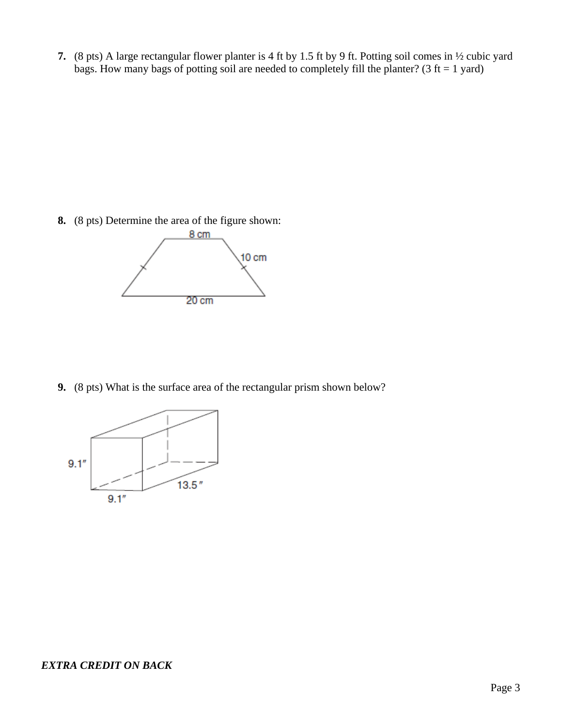**7.** (8 pts) A large rectangular flower planter is 4 ft by 1.5 ft by 9 ft. Potting soil comes in ½ cubic yard bags. How many bags of potting soil are needed to completely fill the planter? (3 ft = 1 yard)

**8.** (8 pts) Determine the area of the figure shown:

**9.** (8 pts) What is the surface area of the rectangular prism shown below?

***EXTRA CREDIT ON BACK***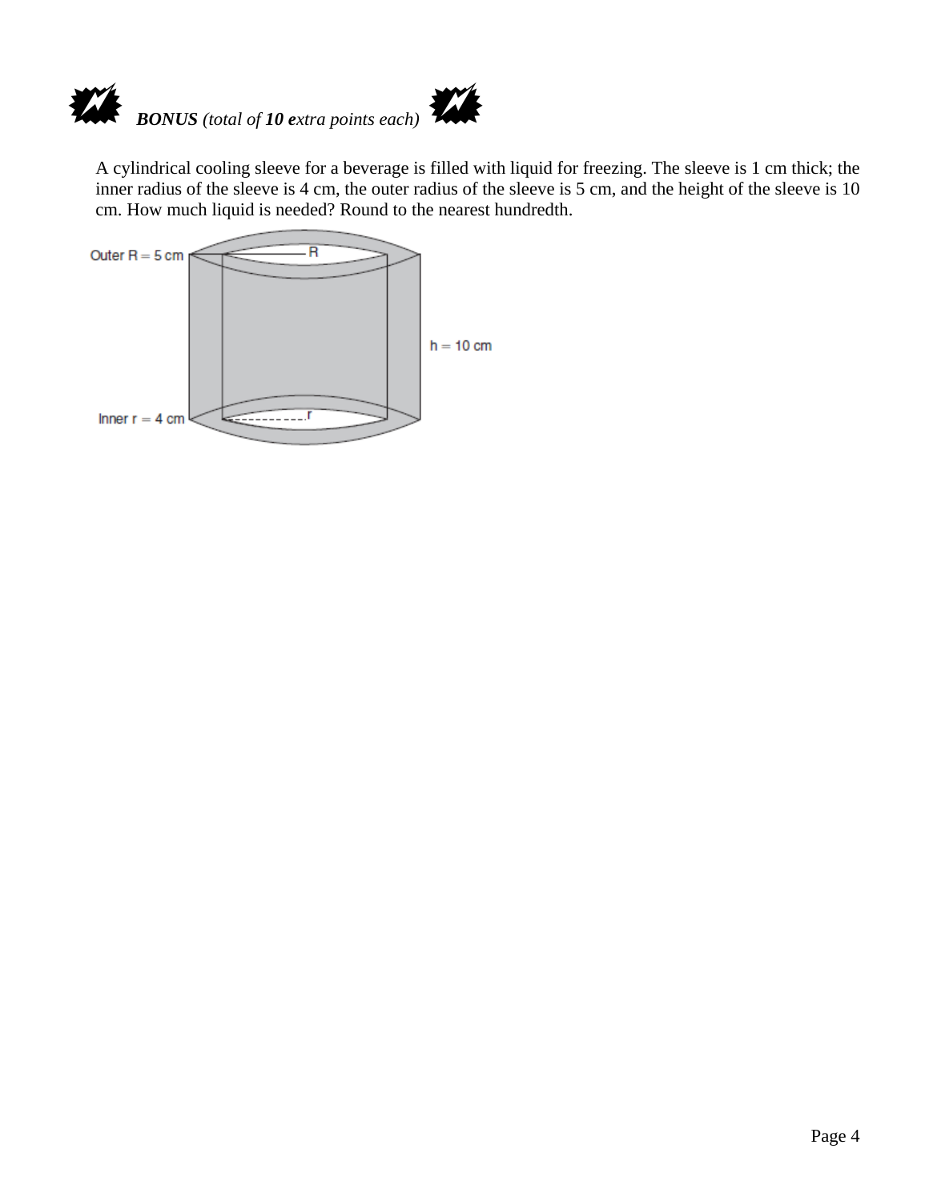***BONUS** (total of **10 e**xtra points each)*

A cylindrical cooling sleeve for a beverage is filled with liquid for freezing. The sleeve is 1 cm thick; the inner radius of the sleeve is 4 cm, the outer radius of the sleeve is 5 cm, and the height of the sleeve is 10 cm. How much liquid is needed? Round to the nearest hundredth.

Outer R = 5 cm

R

h = 10 cm

Inner r = 4 cm

r